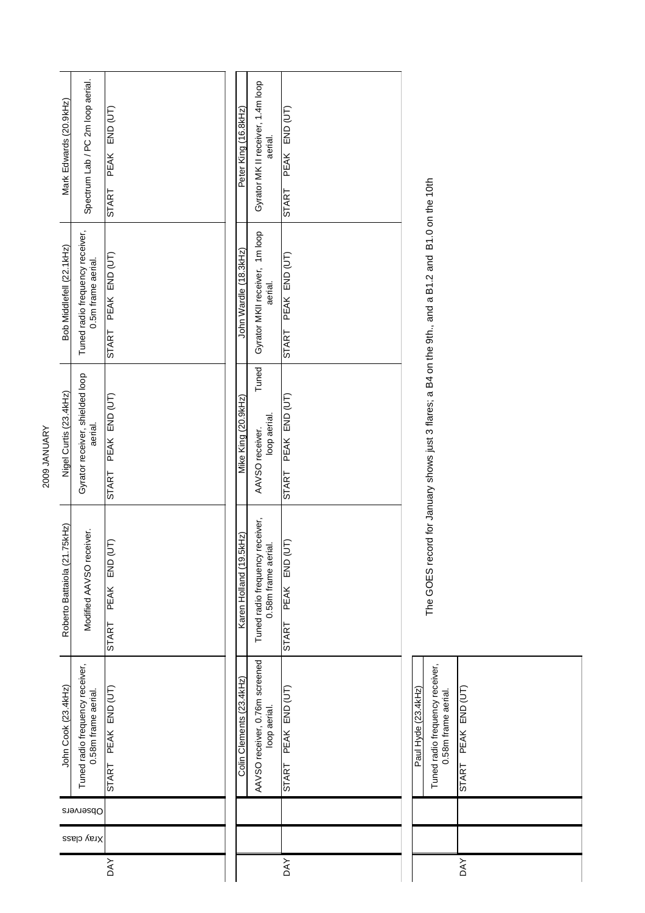# 2009 JANUARY

| DAY | Xray class | Observers | John Cook (23.4kHz) | Roberto Battaiola (21.75kHz) | Nigel Curtis (23.4kHz) | Bob Middlefell (22.1kHz) | Mark Edwards (20.9kHz) |
|---|---|---|---|---|---|---|---|
| | | | Tuned radio frequency receiver, 0.58m frame aerial. | Modified AAVSO receiver. | Gyrator receiver, shielded loop aerial. | Tuned radio frequency receiver, 0.5m frame aerial. | Spectrum Lab / PC 2m loop aerial. |
| | | | START PEAK END (UT) | START PEAK END (UT) | START PEAK END (UT) | START PEAK END (UT) | START PEAK END (UT) |

| DAY | Xray class | Observers | Colin Clements (23.4kHz) | Karen Holland (19.5kHz) | Mike King (20.9kHz) | John Wardle (18.3kHz) | Peter King (16.8kHz) |
|---|---|---|---|---|---|---|---|
| | | | AAVSO receiver, 0.76m screened loop aerial. | Tuned radio frequency receiver, 0.58m frame aerial. | AAVSO receiver. Tuned loop aerial. | Gyrator MKII receiver, 1m loop aerial. | Gyrator MK II receiver, 1.4m loop aerial. |
| | | | START PEAK END (UT) | START PEAK END (UT) | START PEAK END (UT) | START PEAK END (UT) | START PEAK END (UT) |

| DAY | Xray class | Observers | Paul Hyde (23.4kHz) |
|---|---|---|---|
| | | | Tuned radio frequency receiver, 0.58m frame aerial. |
| | | | START PEAK END (UT) |

The GOES record for January shows just 3 flares; a B4 on the 9th., and a B1.2 and B1.0 on the 10th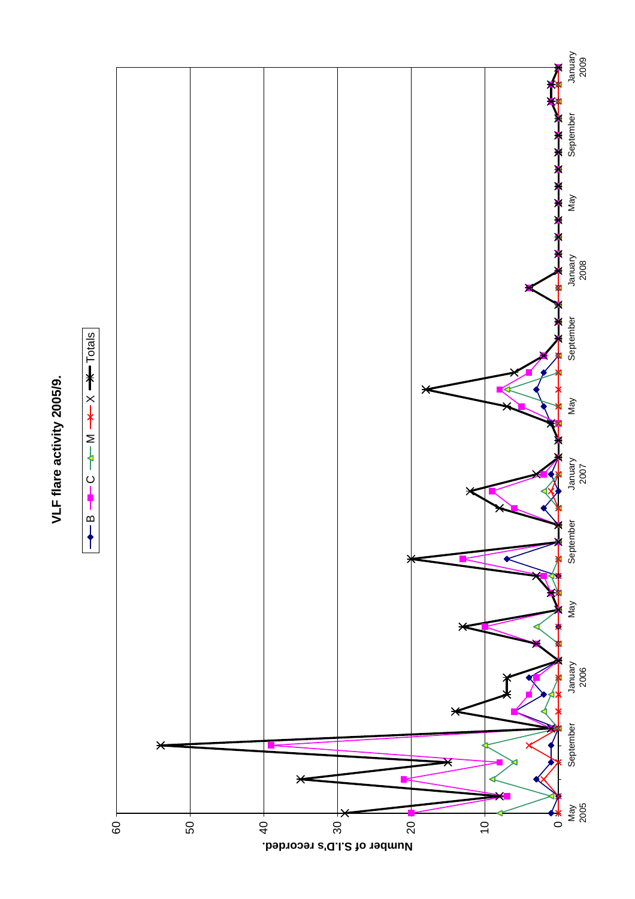VLF flare activity 2005/9.

B C M X Totals

Number of S.I.D's recorded.

60
50
40
30
20
10
0

May 2005
September
January 2006
May
September
January 2007
May
September
January 2008
May
September
January 2009